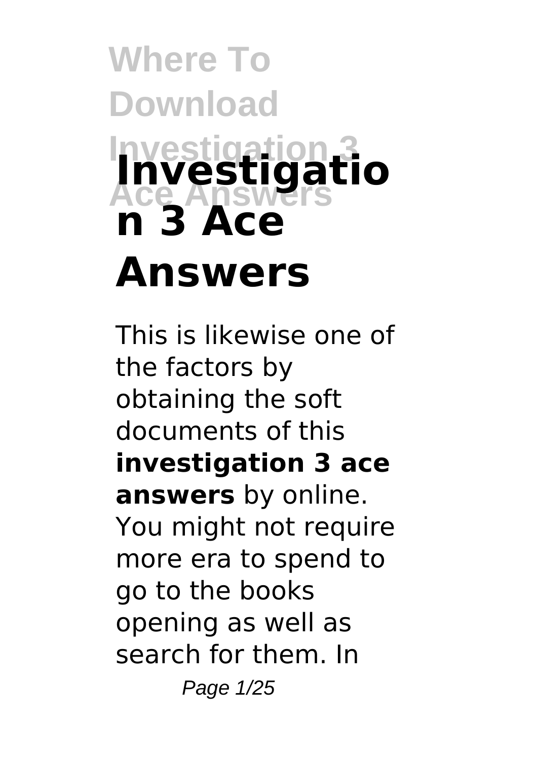# Investigation 3 Ace Answers

This is likewise one of the factors by obtaining the soft documents of this **investigation 3 ace answers** by online. You might not require more era to spend to go to the books opening as well as search for them. In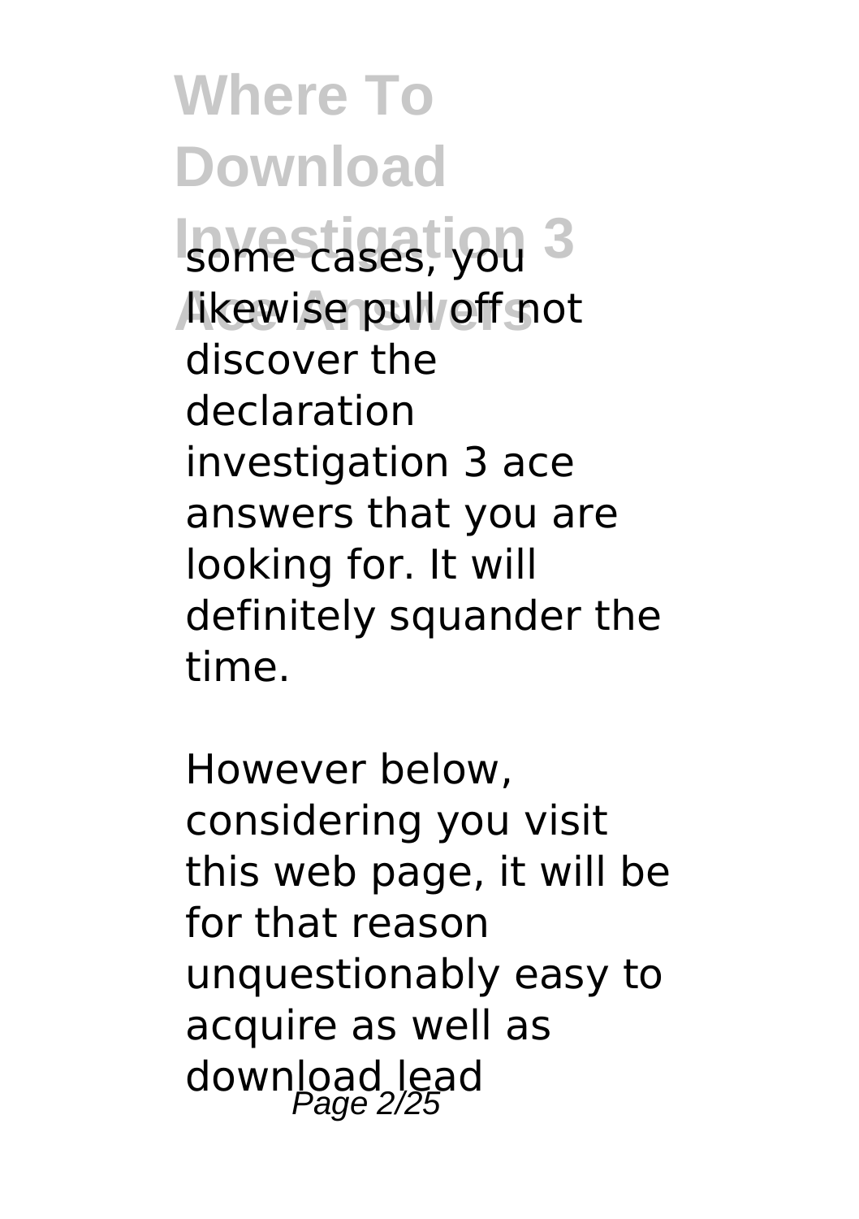some cases, you likewise pull off not discover the declaration investigation 3 ace answers that you are looking for. It will definitely squander the time.

However below, considering you visit this web page, it will be for that reason unquestionably easy to acquire as well as download lead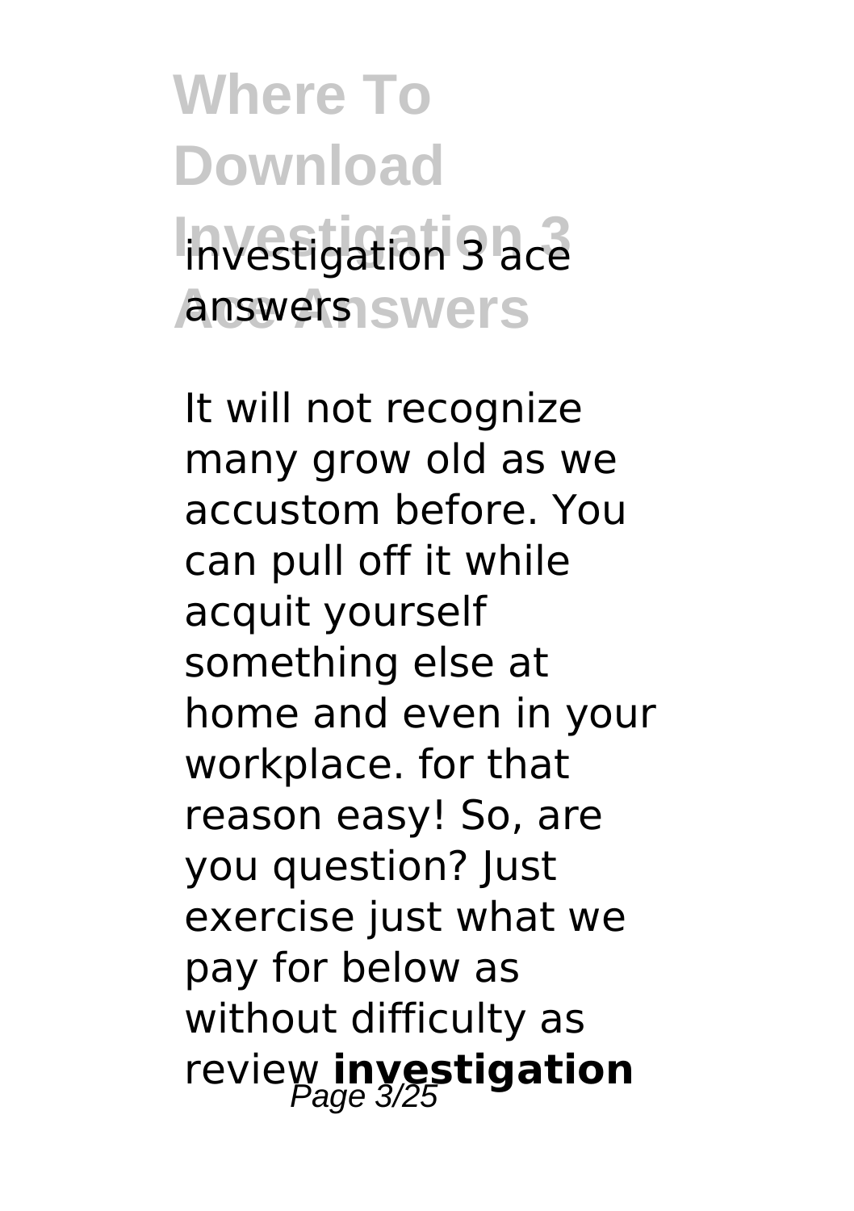# Where To Download Investigation 3 Ace Answers

investigation 3 ace answers

It will not recognize many grow old as we accustom before. You can pull off it while acquit yourself something else at home and even in your workplace. for that reason easy! So, are you question? Just exercise just what we pay for below as without difficulty as review **investigation**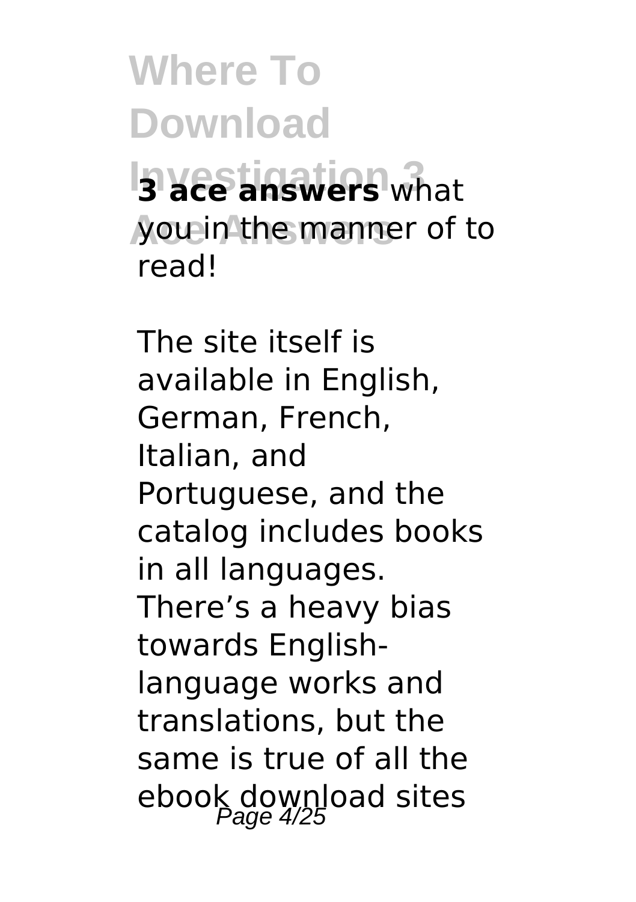**3 ace answers** what you in the manner of to read!

The site itself is available in English, German, French, Italian, and Portuguese, and the catalog includes books in all languages. There's a heavy bias towards English-language works and translations, but the same is true of all the ebook download sites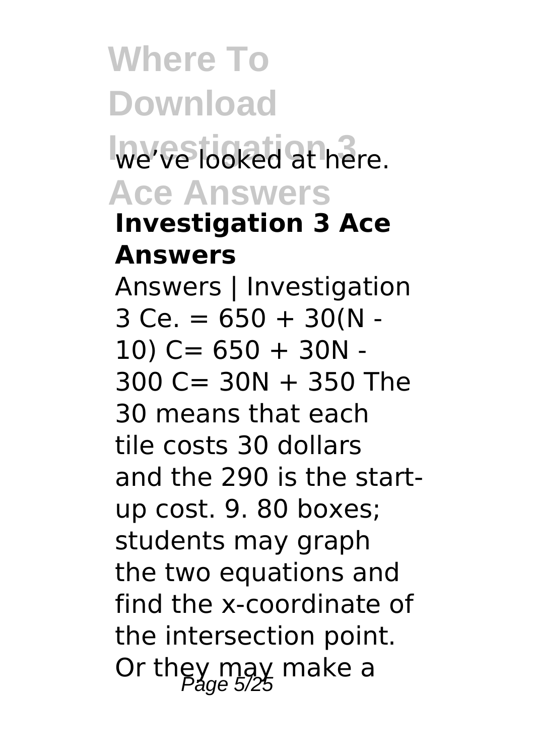we've looked at here.

**Investigation 3 Ace Answers**

Answers | Investigation 3 Ce. $= 650 + 30(N - 10)$ $C= 650 + 30N - 300$ $C= 30N + 350$ The 30 means that each tile costs 30 dollars and the 290 is the start-up cost. 9. 80 boxes; students may graph the two equations and find the x-coordinate of the intersection point. Or they may make a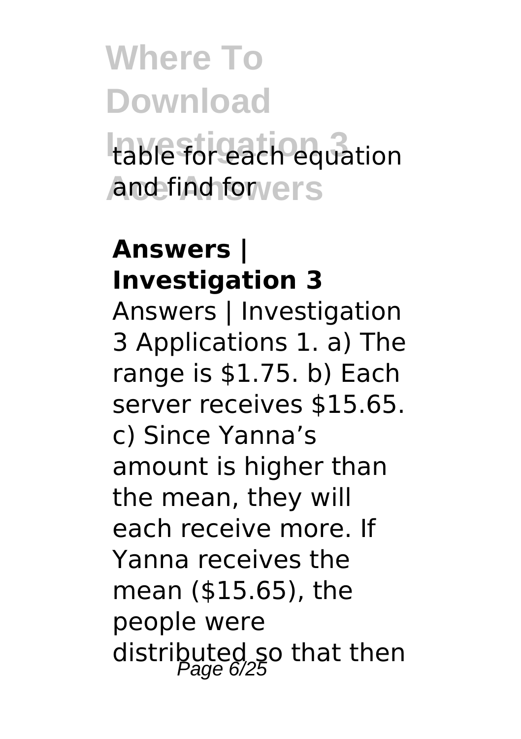table for each equation and find for

## Answers | Investigation 3

Answers | Investigation 3 Applications 1. a) The range is $1.75. b) Each server receives $15.65. c) Since Yanna's amount is higher than the mean, they will each receive more. If Yanna receives the mean ($15.65), the people were distributed so that then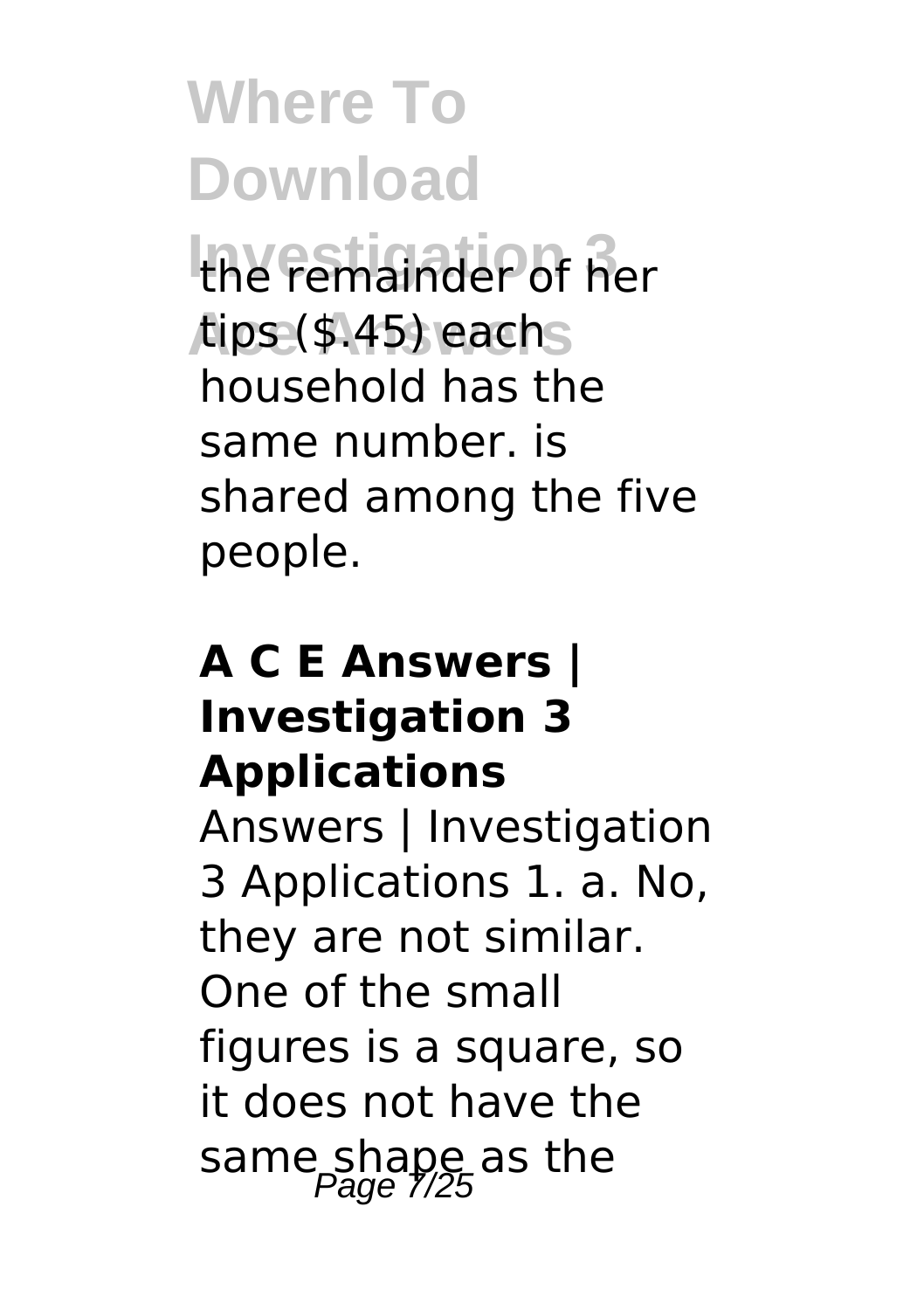the remainder of her tips ($.45) each household has the same number. is shared among the five people.

#### A C E Answers | Investigation 3 Applications

Answers | Investigation 3 Applications 1. a. No, they are not similar. One of the small figures is a square, so it does not have the same shape as the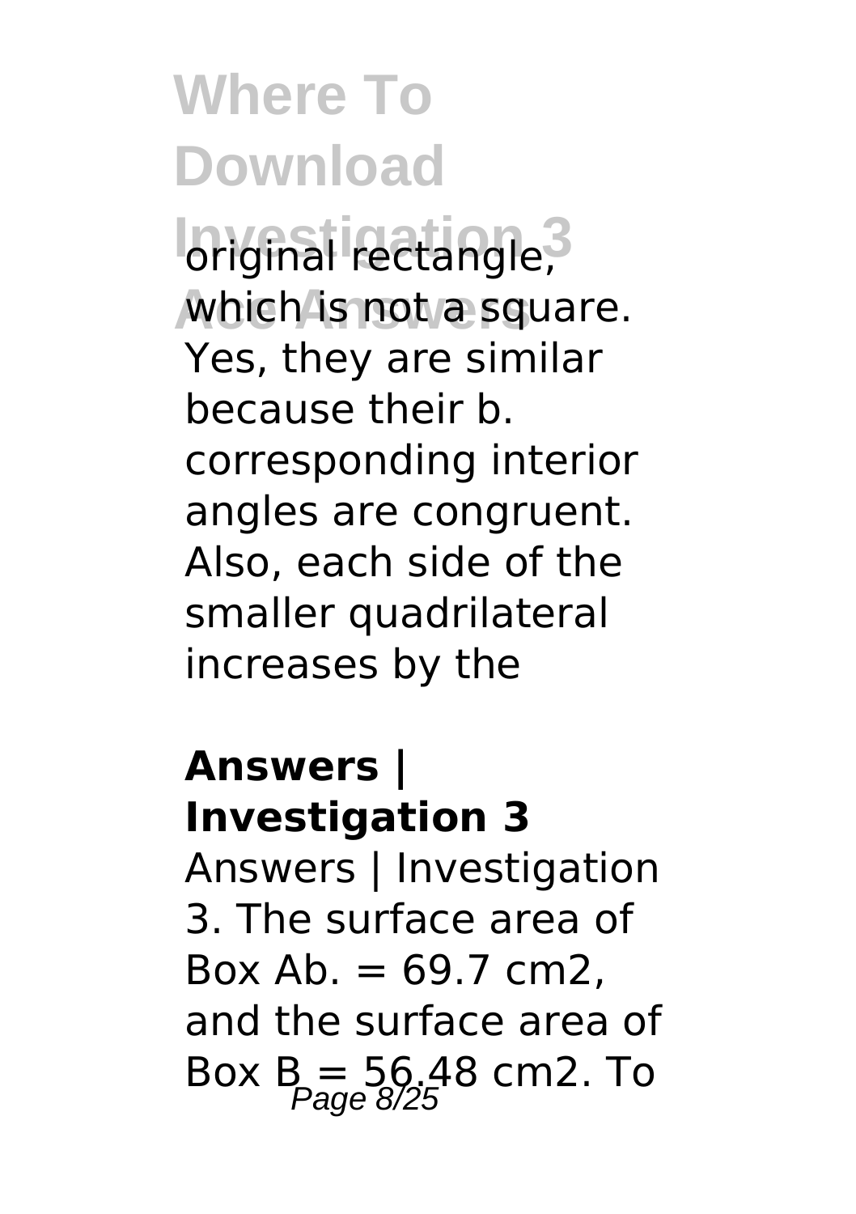original rectangle, which is not a square. Yes, they are similar because their b. corresponding interior angles are congruent. Also, each side of the smaller quadrilateral increases by the

**Answers | Investigation 3**

Answers | Investigation 3. The surface area of Box Ab. = 69.7 cm2, and the surface area of Box B = 56.48 cm2. To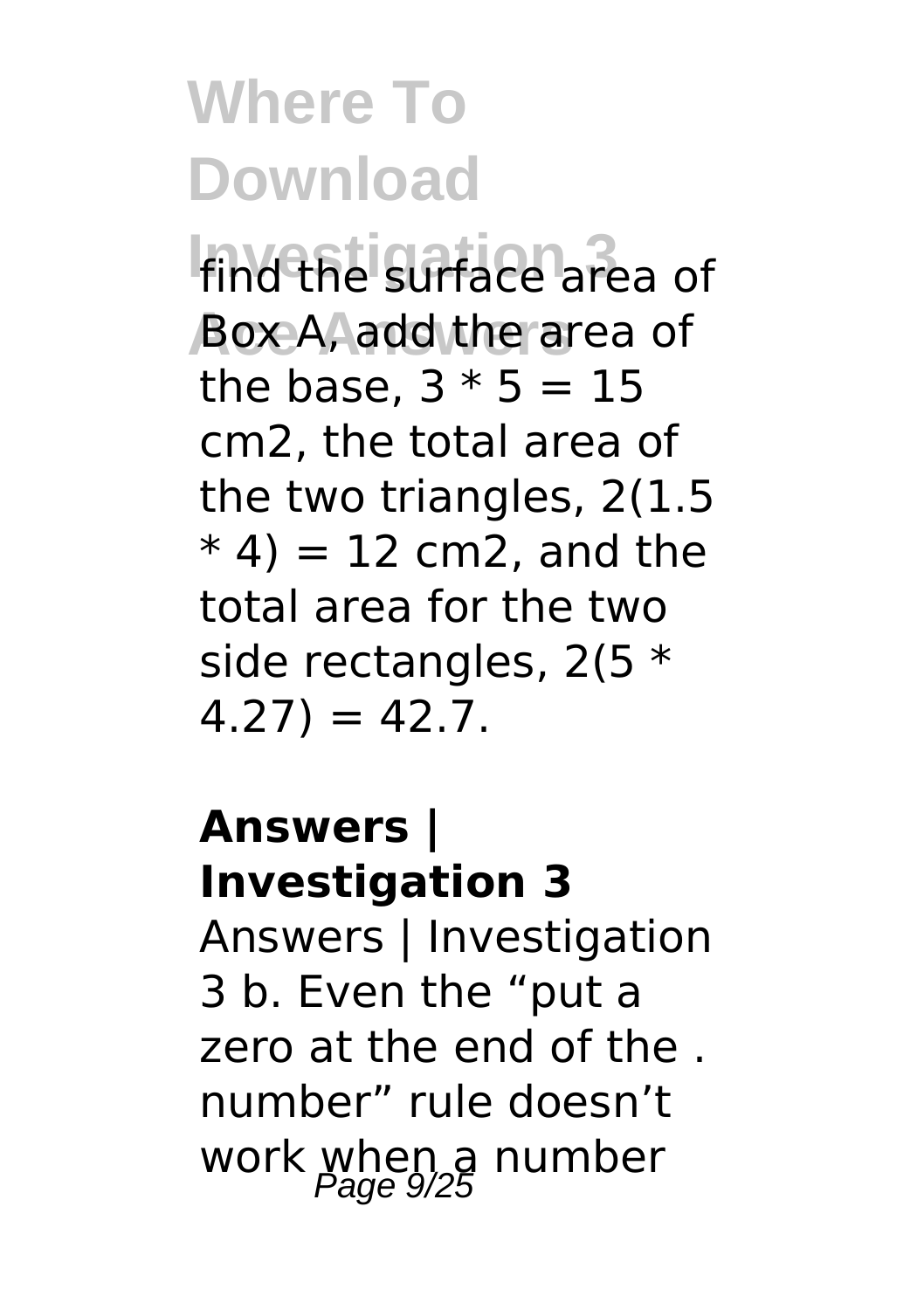find the surface area of Box A, add the area of the base, $3 * 5 = 15$ cm2, the total area of the two triangles, $2(1.5 * 4) = 12$ cm2, and the total area for the two side rectangles, $2(5 * 4.27) = 42.7$.

## Answers | Investigation 3

Answers | Investigation 3 b. Even the "put a zero at the end of the . number" rule doesn't work when a number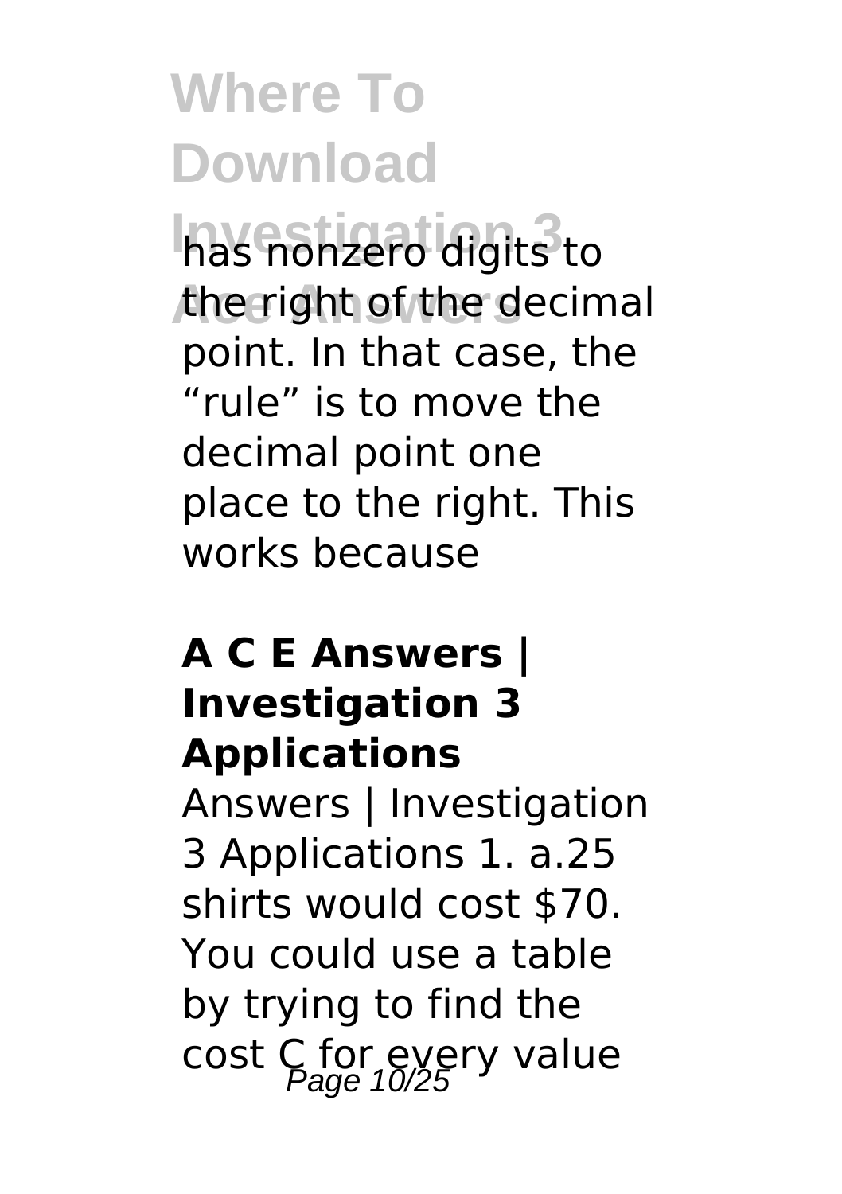has nonzero digits to the right of the decimal point. In that case, the "rule" is to move the decimal point one place to the right. This works because

### A C E Answers | Investigation 3 Applications

Answers | Investigation 3 Applications 1. a.25 shirts would cost $70. You could use a table by trying to find the cost C for every value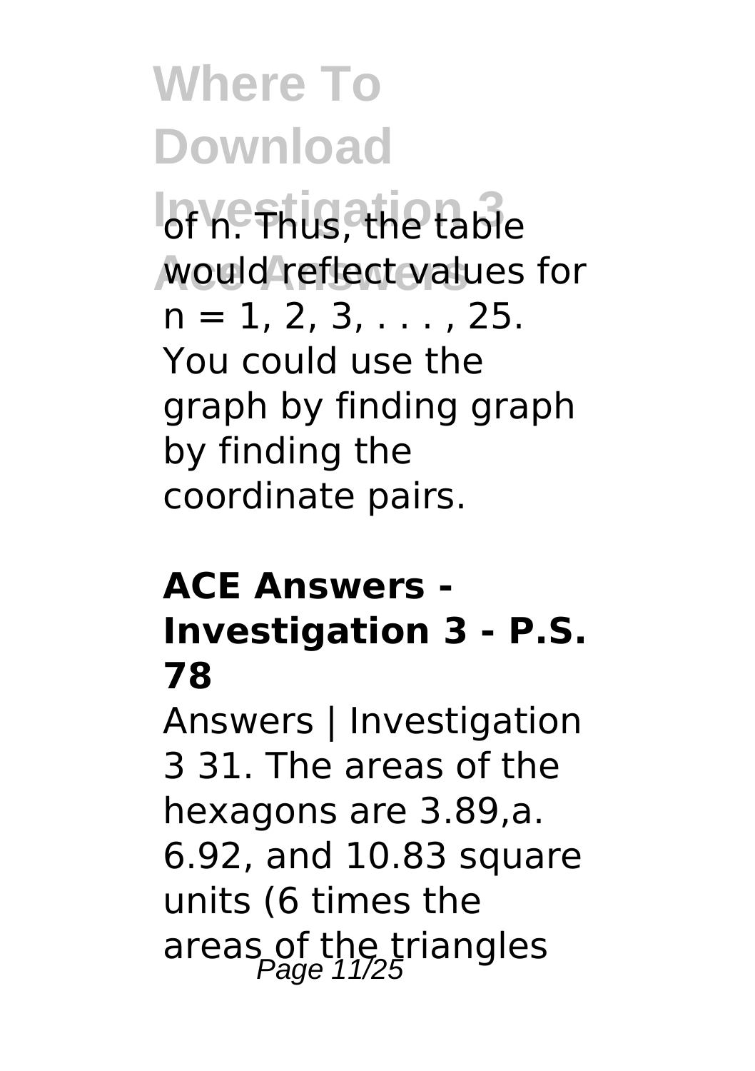of n. Thus, the table would reflect values for $n = 1, 2, 3, \ldots, 25$. You could use the graph by finding graph by finding the coordinate pairs.

#### ACE Answers - Investigation 3 - P.S. 78

Answers | Investigation 3 31. The areas of the hexagons are 3.89,a. 6.92, and 10.83 square units (6 times the areas of the triangles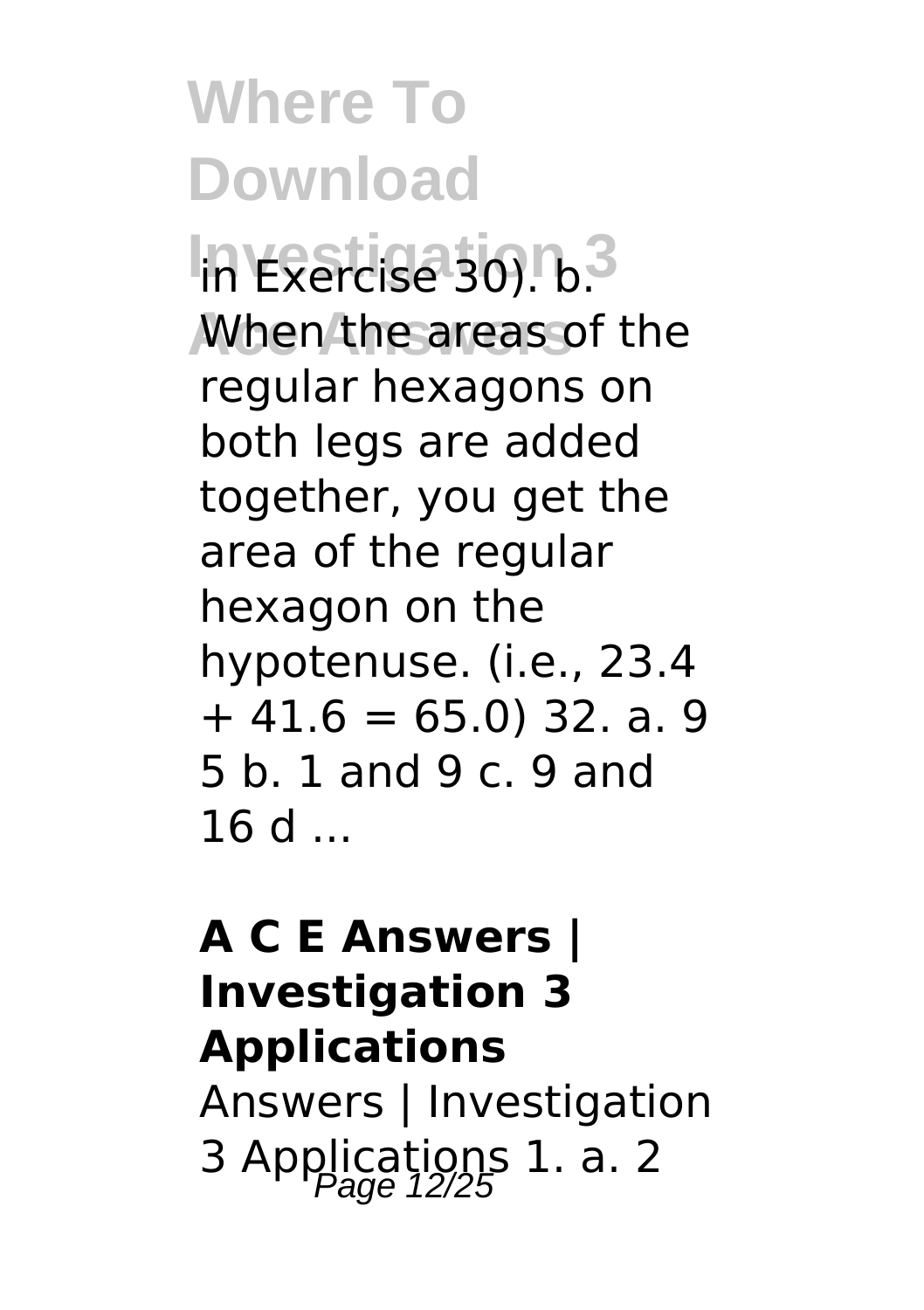in Exercise 30). b. When the areas of the regular hexagons on both legs are added together, you get the area of the regular hexagon on the hypotenuse. (i.e., 23.4 + 41.6 = 65.0) 32. a. 9 5 b. 1 and 9 c. 9 and 16 d ...

**A C E Answers | Investigation 3 Applications**

Answers | Investigation 3 Applications 1. a. 2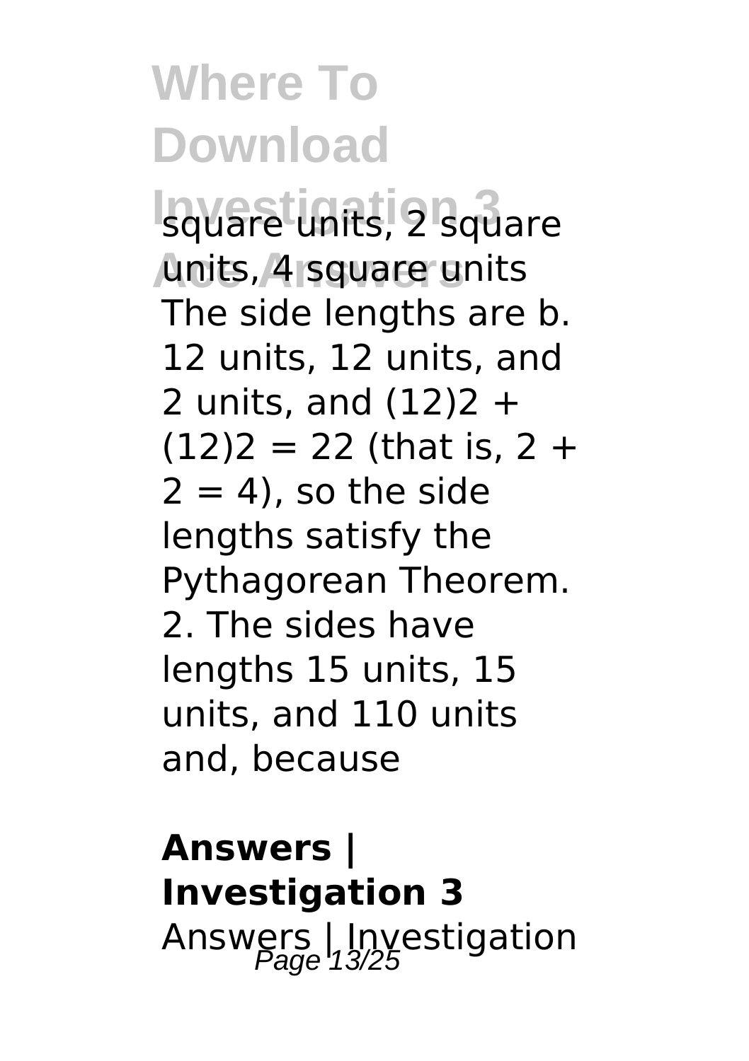square units, 2 square units, 4 square units The side lengths are b. 12 units, 12 units, and 2 units, and (12)2 + (12)2 = 22 (that is, 2 + 2 = 4), so the side lengths satisfy the Pythagorean Theorem. 2. The sides have lengths 15 units, 15 units, and 110 units and, because

**Answers | Investigation 3**

Answers | Investigation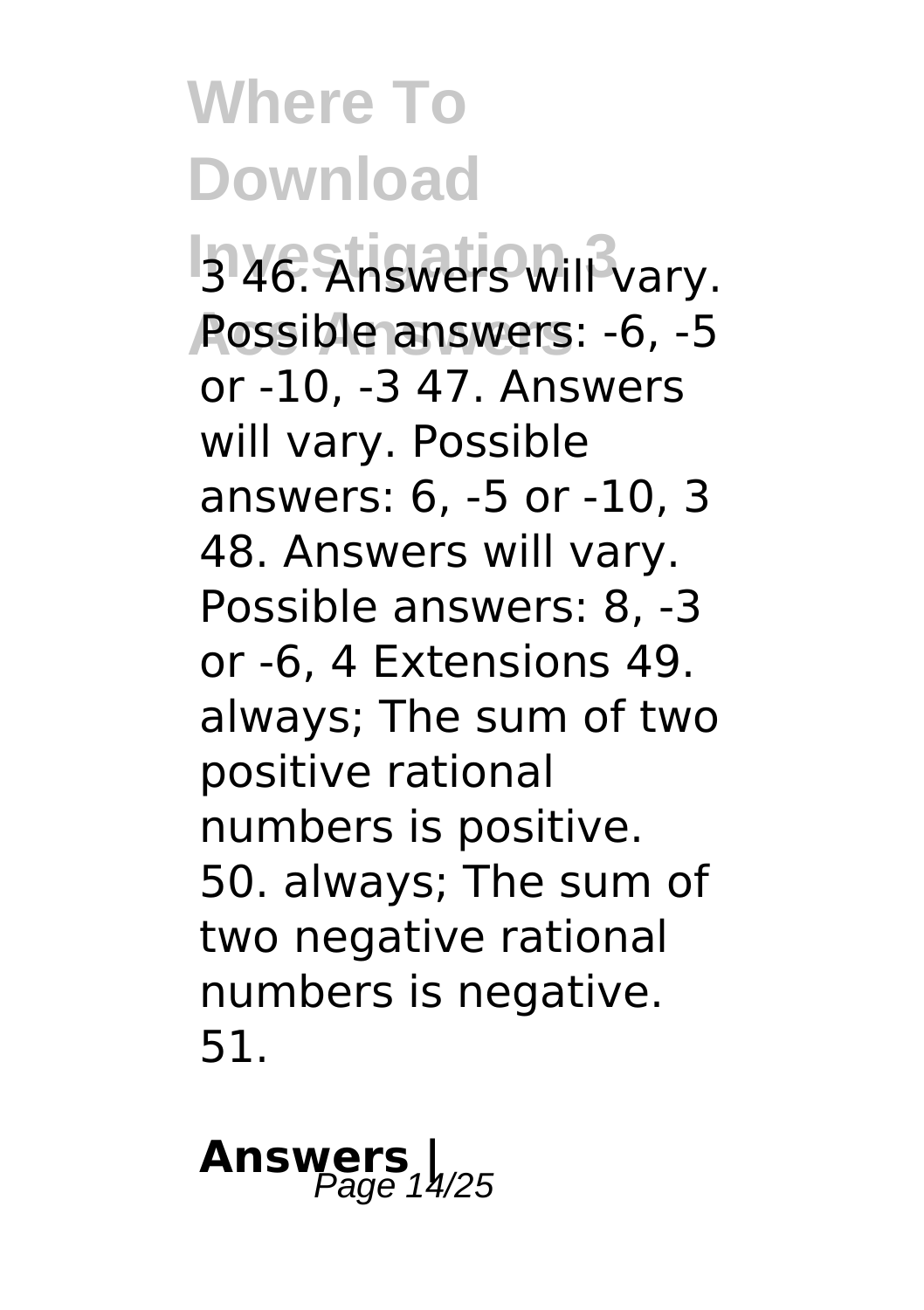3 46. Answers will vary. Possible answers: -6, -5 or -10, -3 47. Answers will vary. Possible answers: 6, -5 or -10, 3 48. Answers will vary. Possible answers: 8, -3 or -6, 4 Extensions 49. always; The sum of two positive rational numbers is positive. 50. always; The sum of two negative rational numbers is negative. 51.

## Answers |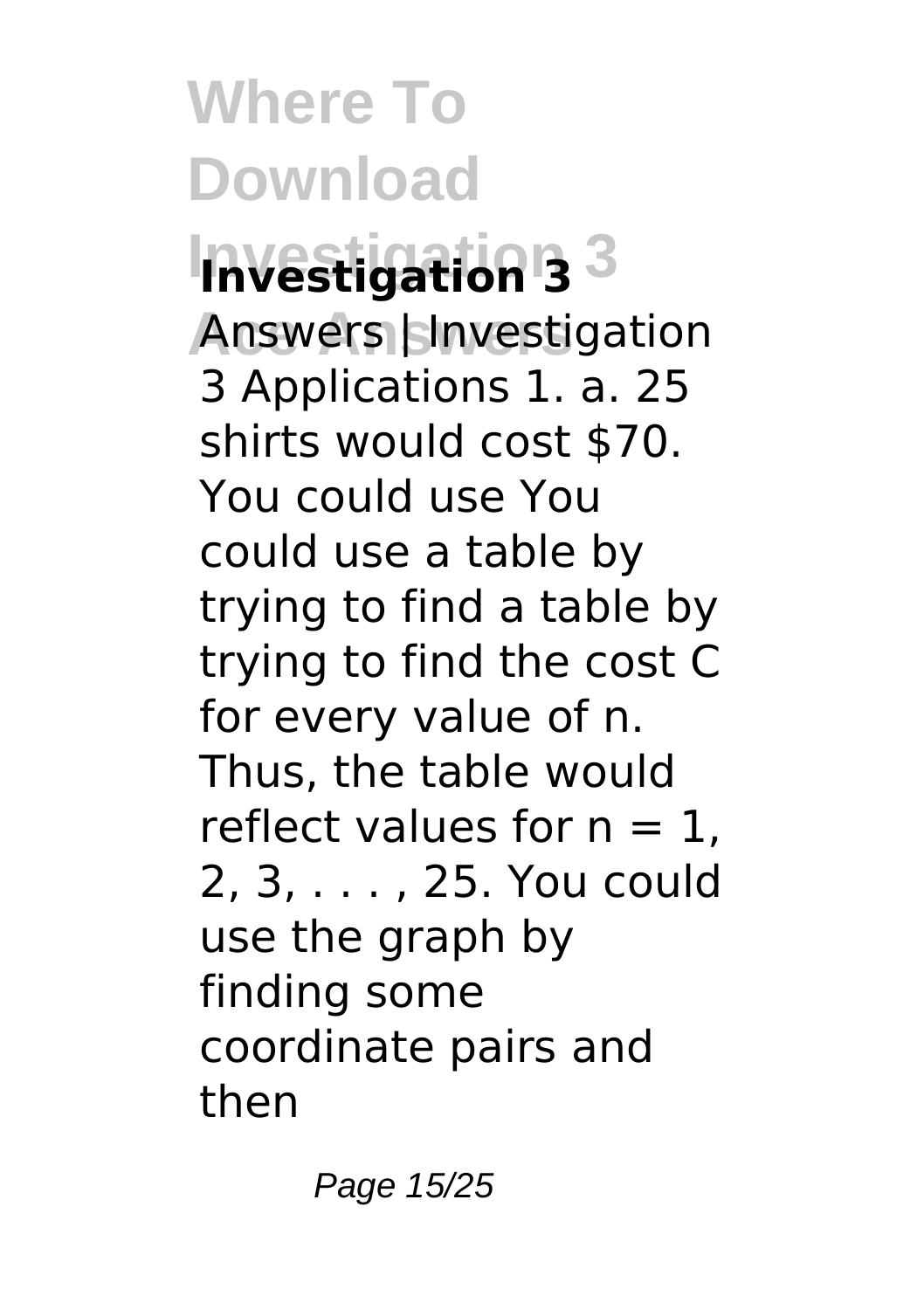**Investigation 3** Answers | Investigation 3 Applications 1. a. 25 shirts would cost \$70. You could use You could use a table by trying to find a table by trying to find the cost C for every value of n. Thus, the table would reflect values for n = 1, 2, 3, . . . , 25. You could use the graph by finding some coordinate pairs and then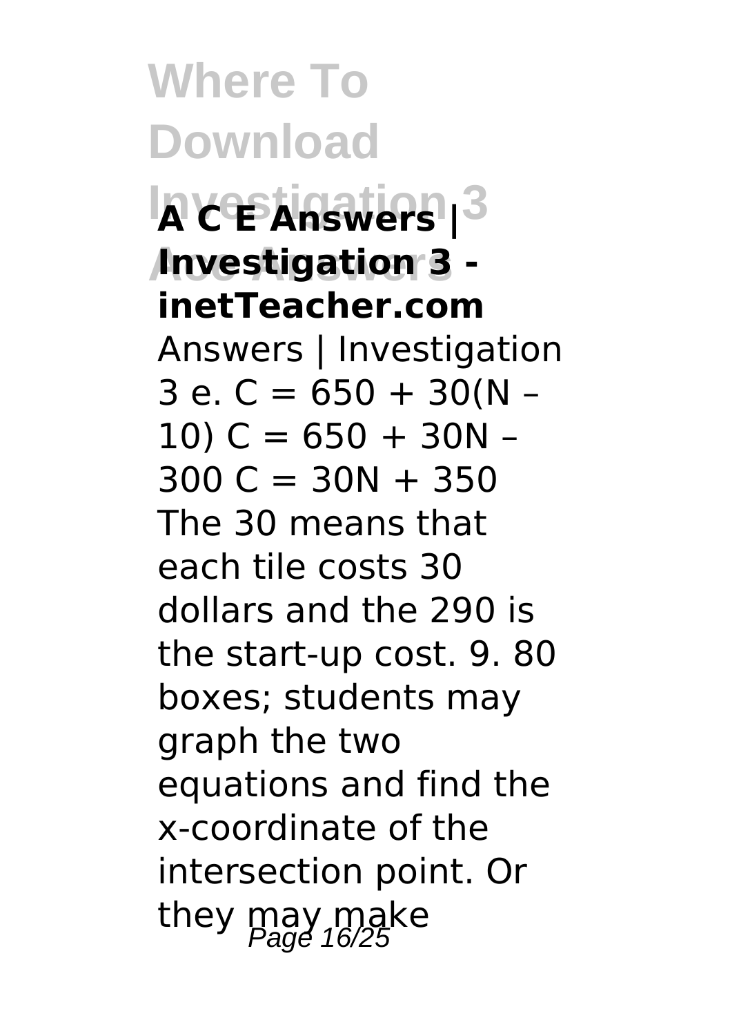**A C E Answers | Investigation 3 - inetTeacher.com**

Answers | Investigation 3 e. $C = 650 + 30(N – 10)$ $C = 650 + 30N – 300$ $C = 30N + 350$ The 30 means that each tile costs 30 dollars and the 290 is the start-up cost. 9. 80 boxes; students may graph the two equations and find the x-coordinate of the intersection point. Or they may make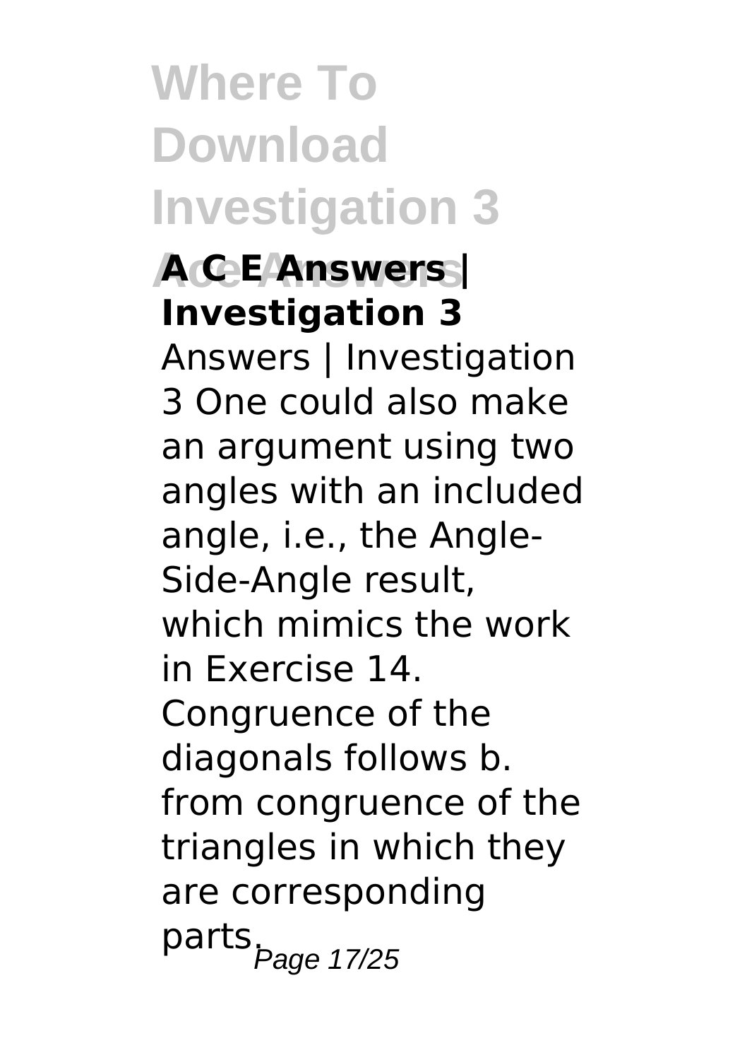# Where To Download Investigation 3 Ace Answers

**A C E Answers | Investigation 3**

Answers | Investigation 3 One could also make an argument using two angles with an included angle, i.e., the Angle-Side-Angle result, which mimics the work in Exercise 14. Congruence of the diagonals follows b. from congruence of the triangles in which they are corresponding parts.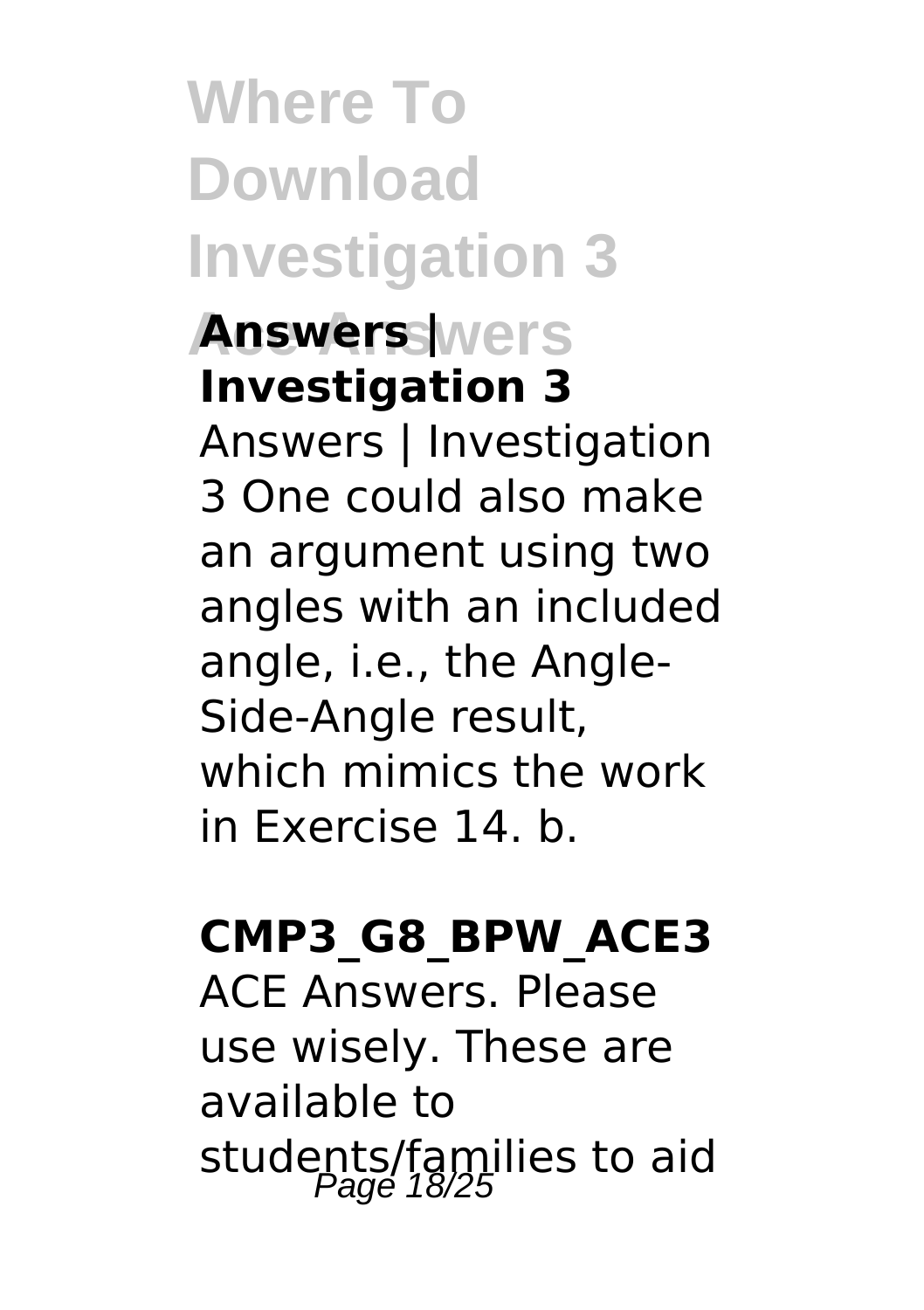**Answers | Investigation 3**

Answers | Investigation 3 One could also make an argument using two angles with an included angle, i.e., the Angle-Side-Angle result, which mimics the work in Exercise 14. b.

**CMP3_G8_BPW_ACE3**

ACE Answers. Please use wisely. These are available to students/families to aid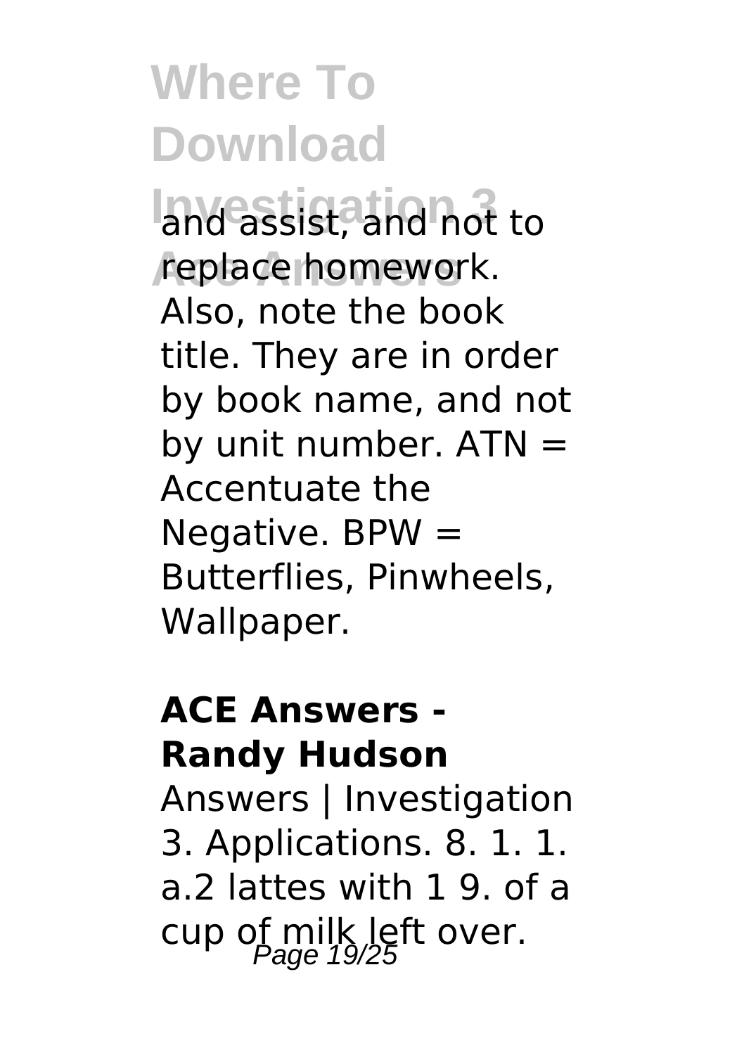and assist, and not to replace homework. Also, note the book title. They are in order by book name, and not by unit number. ATN = Accentuate the Negative. BPW = Butterflies, Pinwheels, Wallpaper.

**ACE Answers - Randy Hudson**

Answers | Investigation 3. Applications. 8. 1. 1. a.2 lattes with 1 9. of a cup of milk left over.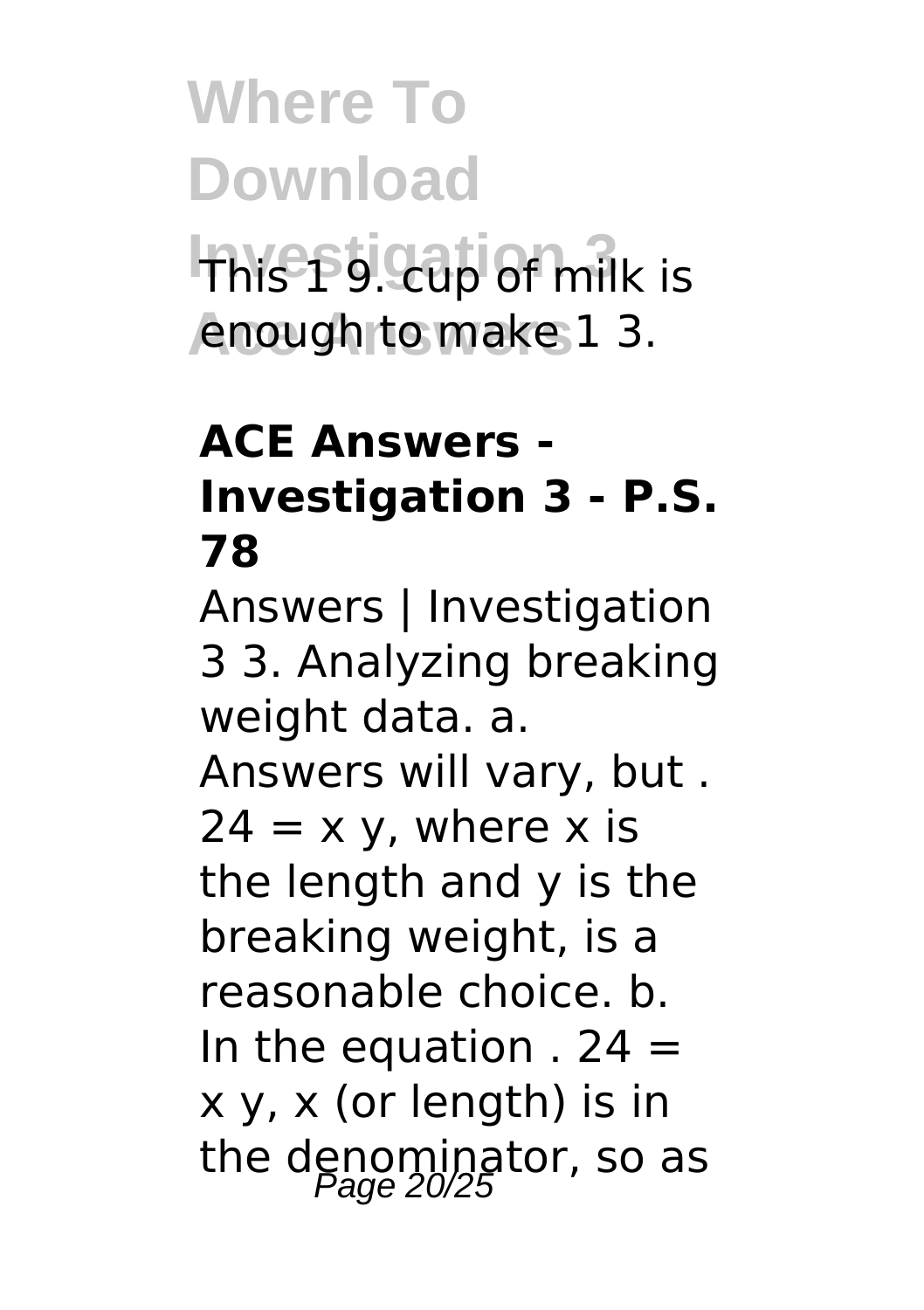This 1 9. cup of milk is enough to make 1 3.

**ACE Answers - Investigation 3 - P.S. 78**

Answers | Investigation 3 3. Analyzing breaking weight data. a. Answers will vary, but . 24 = x y, where x is the length and y is the breaking weight, is a reasonable choice. b. In the equation . 24 = x y, x (or length) is in the denominator, so as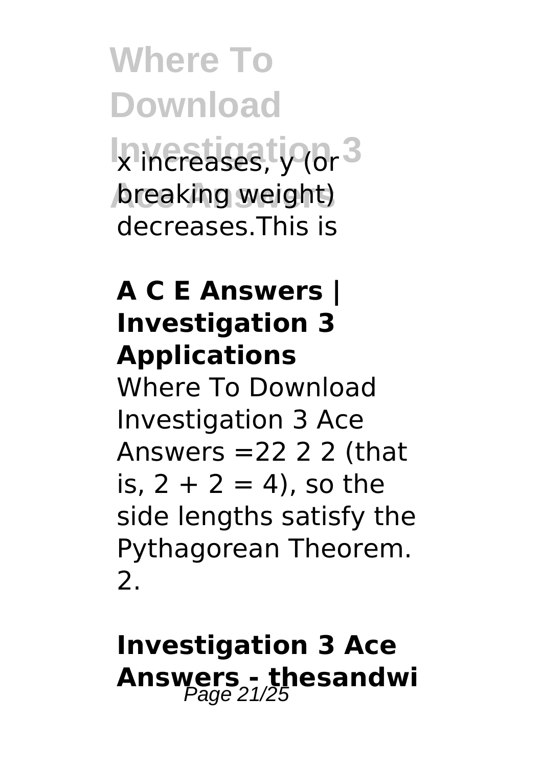x increases, y (or breaking weight) decreases.This is

**A C E Answers | Investigation 3 Applications**

Where To Download Investigation 3 Ace Answers =22 2 2 (that is, 2 + 2 = 4), so the side lengths satisfy the Pythagorean Theorem. 2.

## Investigation 3 Ace Answers - thesandwi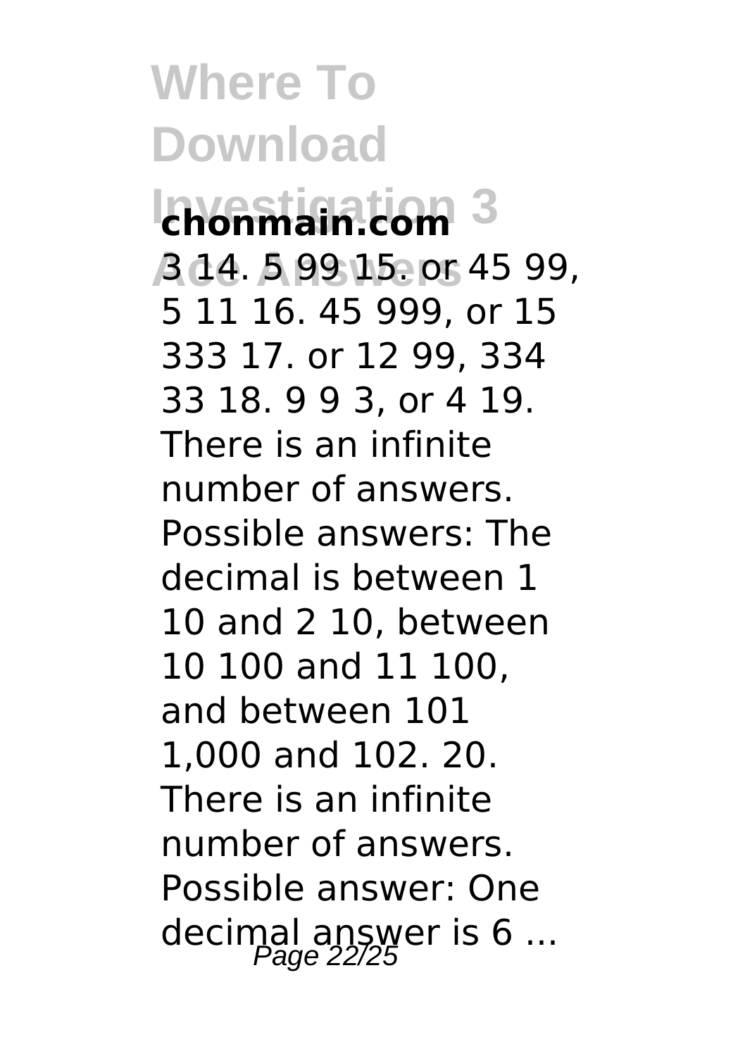**chonmain.com**

3 14. 5 99 15. or 45 99, 5 11 16. 45 999, or 15 333 17. or 12 99, 334 33 18. 9 9 3, or 4 19. There is an infinite number of answers. Possible answers: The decimal is between 1 10 and 2 10, between 10 100 and 11 100, and between 101 1,000 and 102. 20. There is an infinite number of answers. Possible answer: One decimal answer is 6 ...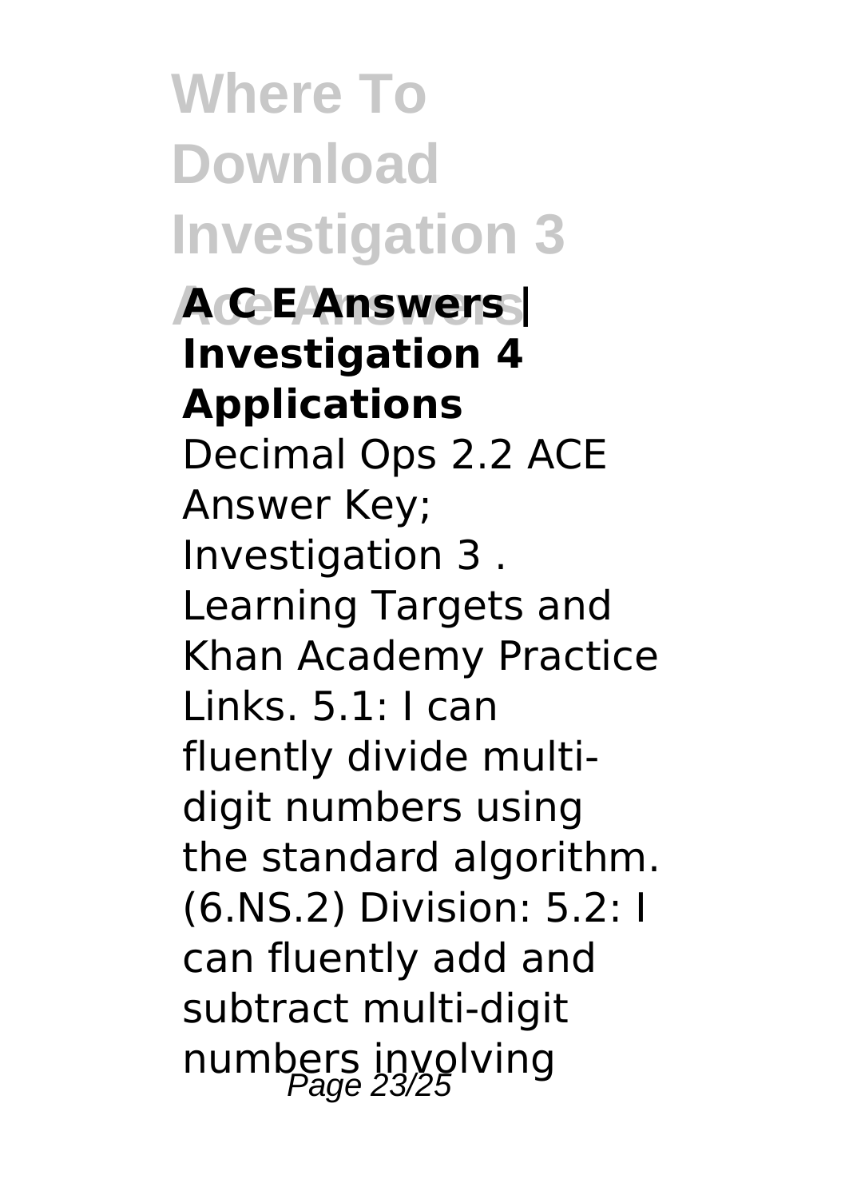**A C E Answers | Investigation 4 Applications**

Decimal Ops 2.2 ACE Answer Key; Investigation 3 . Learning Targets and Khan Academy Practice Links. 5.1: I can fluently divide multi-digit numbers using the standard algorithm. (6.NS.2) Division: 5.2: I can fluently add and subtract multi-digit numbers involving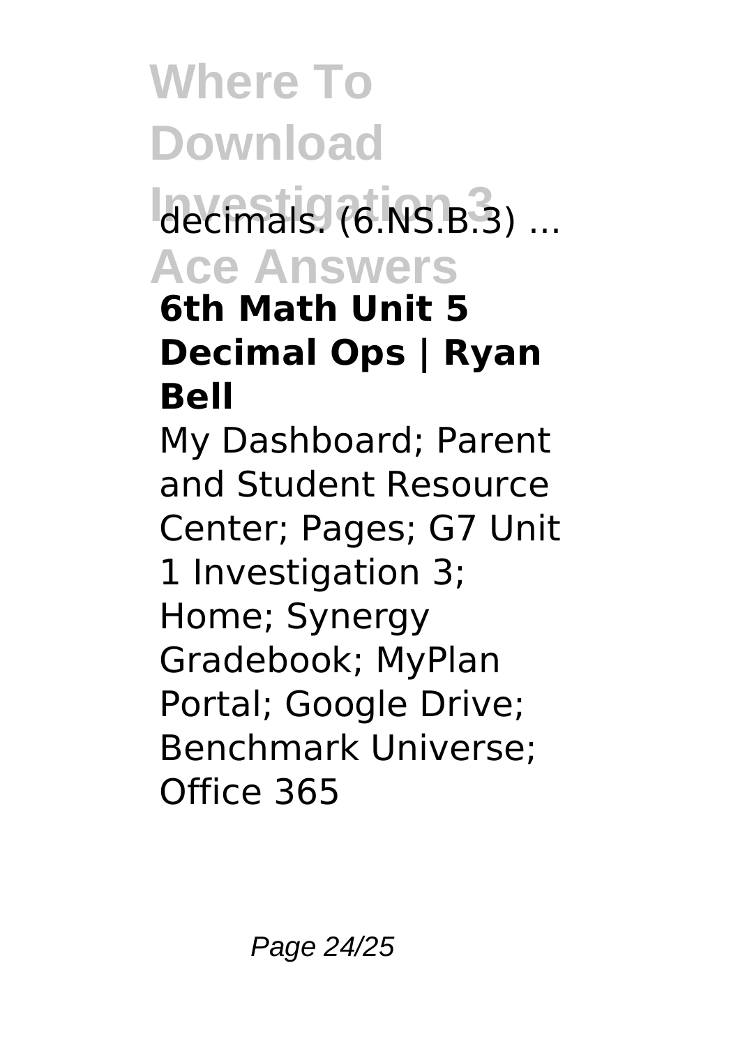decimals. (6.NS.B.3) ...

**6th Math Unit 5 Decimal Ops | Ryan Bell**

My Dashboard; Parent and Student Resource Center; Pages; G7 Unit 1 Investigation 3; Home; Synergy Gradebook; MyPlan Portal; Google Drive; Benchmark Universe; Office 365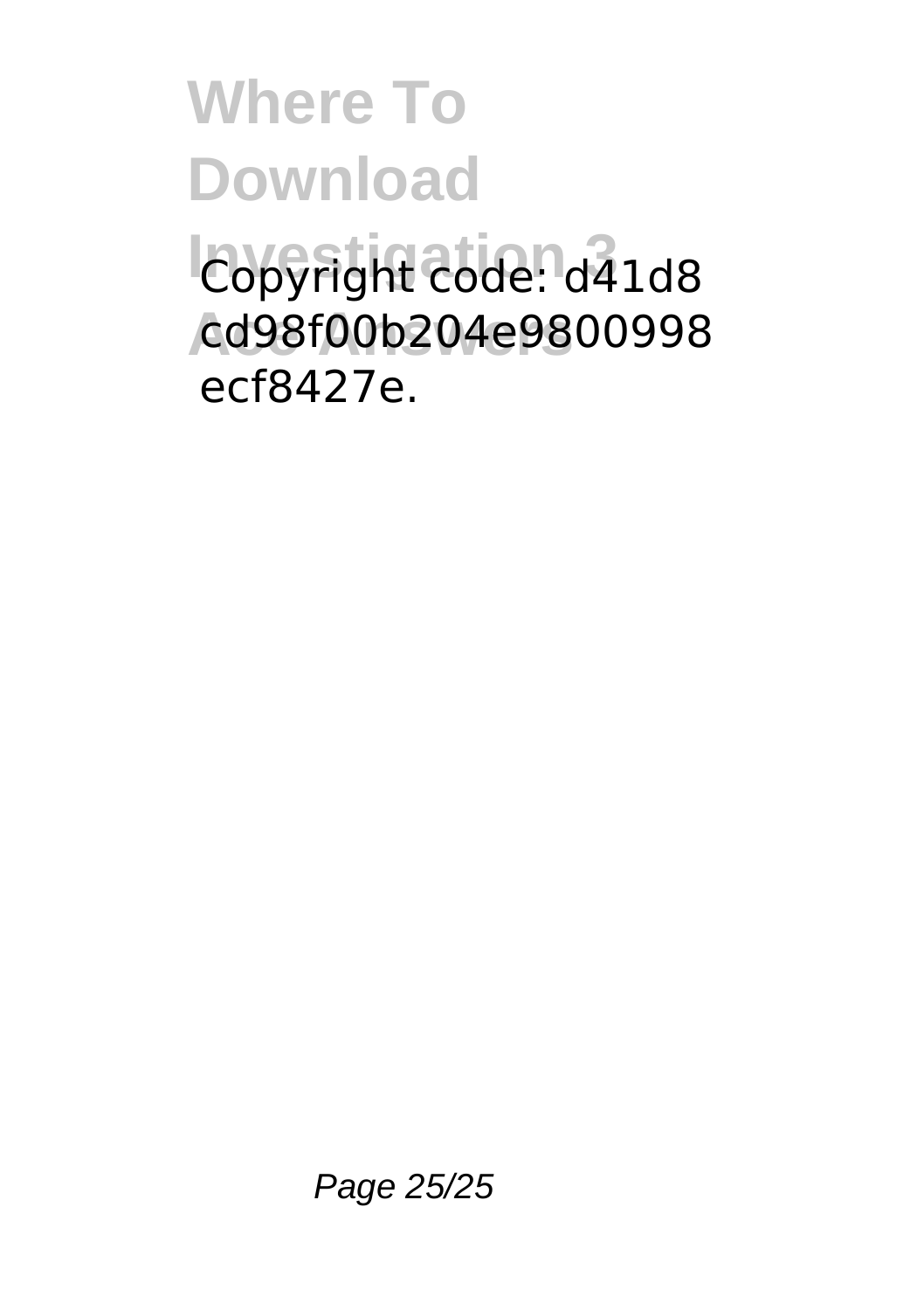Copyright code: d41d8cd98f00b204e9800998ecf8427e.